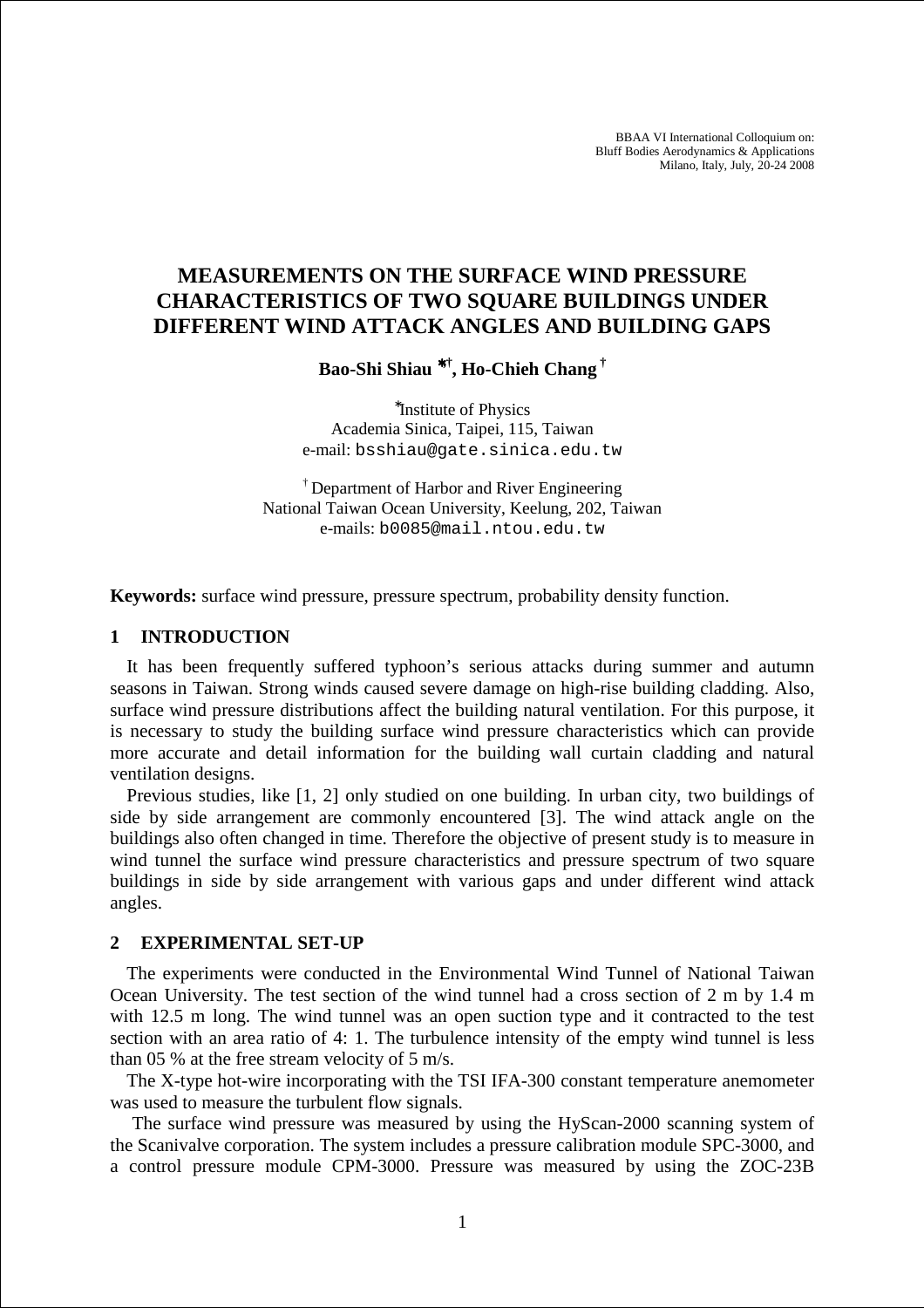BBAA VI International Colloquium on:
Bluff Bodies Aerodynamics & Applications
Milano, Italy, July, 20-24 2008

# MEASUREMENTS ON THE SURFACE WIND PRESSURE CHARACTERISTICS OF TWO SQUARE BUILDINGS UNDER DIFFERENT WIND ATTACK ANGLES AND BUILDING GAPS

**Bao-Shi Shiau [*†], Ho-Chieh Chang [†]**

[*]Institute of Physics
Academia Sinica, Taipei, 115, Taiwan
e-mail: bsshiau@gate.sinica.edu.tw

[†] Department of Harbor and River Engineering
National Taiwan Ocean University, Keelung, 202, Taiwan
e-mails: b0085@mail.ntou.edu.tw

**Keywords:** surface wind pressure, pressure spectrum, probability density function.

## 1 INTRODUCTION

It has been frequently suffered typhoon's serious attacks during summer and autumn seasons in Taiwan. Strong winds caused severe damage on high-rise building cladding. Also, surface wind pressure distributions affect the building natural ventilation. For this purpose, it is necessary to study the building surface wind pressure characteristics which can provide more accurate and detail information for the building wall curtain cladding and natural ventilation designs.

Previous studies, like [1, 2] only studied on one building. In urban city, two buildings of side by side arrangement are commonly encountered [3]. The wind attack angle on the buildings also often changed in time. Therefore the objective of present study is to measure in wind tunnel the surface wind pressure characteristics and pressure spectrum of two square buildings in side by side arrangement with various gaps and under different wind attack angles.

## 2 EXPERIMENTAL SET-UP

The experiments were conducted in the Environmental Wind Tunnel of National Taiwan Ocean University. The test section of the wind tunnel had a cross section of 2 m by 1.4 m with 12.5 m long. The wind tunnel was an open suction type and it contracted to the test section with an area ratio of 4: 1. The turbulence intensity of the empty wind tunnel is less than 05 % at the free stream velocity of 5 m/s.

The X-type hot-wire incorporating with the TSI IFA-300 constant temperature anemometer was used to measure the turbulent flow signals.

The surface wind pressure was measured by using the HyScan-2000 scanning system of the Scanivalve corporation. The system includes a pressure calibration module SPC-3000, and a control pressure module CPM-3000. Pressure was measured by using the ZOC-23B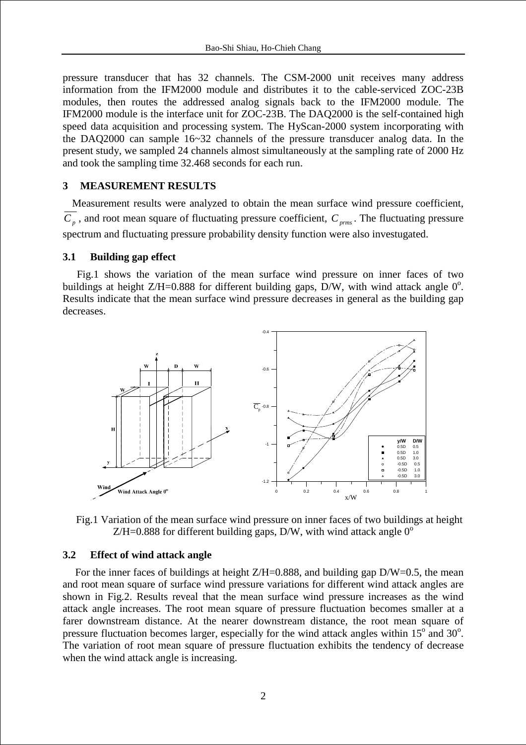pressure transducer that has 32 channels. The CSM-2000 unit receives many address information from the IFM2000 module and distributes it to the cable-serviced ZOC-23B modules, then routes the addressed analog signals back to the IFM2000 module. The IFM2000 module is the interface unit for ZOC-23B. The DAQ2000 is the self-contained high speed data acquisition and processing system. The HyScan-2000 system incorporating with the DAQ2000 can sample 16~32 channels of the pressure transducer analog data. In the present study, we sampled 24 channels almost simultaneously at the sampling rate of 2000 Hz and took the sampling time 32.468 seconds for each run.

## 3 MEASUREMENT RESULTS

Measurement results were analyzed to obtain the mean surface wind pressure coefficient, $\overline{C_p}$, and root mean square of fluctuating pressure coefficient, $C_{prms}$. The fluctuating pressure spectrum and fluctuating pressure probability density function were also investugated.

### 3.1 Building gap effect

Fig.1 shows the variation of the mean surface wind pressure on inner faces of two buildings at height Z/H=0.888 for different building gaps, D/W, with wind attack angle $0^o$. Results indicate that the mean surface wind pressure decreases in general as the building gap decreases.

Fig.1 Variation of the mean surface wind pressure on inner faces of two buildings at height Z/H=0.888 for different building gaps, D/W, with wind attack angle $0^o$

### 3.2 Effect of wind attack angle

For the inner faces of buildings at height Z/H=0.888, and building gap D/W=0.5, the mean and root mean square of surface wind pressure variations for different wind attack angles are shown in Fig.2. Results reveal that the mean surface wind pressure increases as the wind attack angle increases. The root mean square of pressure fluctuation becomes smaller at a farer downstream distance. At the nearer downstream distance, the root mean square of pressure fluctuation becomes larger, especially for the wind attack angles within $15^o$ and $30^o$. The variation of root mean square of pressure fluctuation exhibits the tendency of decrease when the wind attack angle is increasing.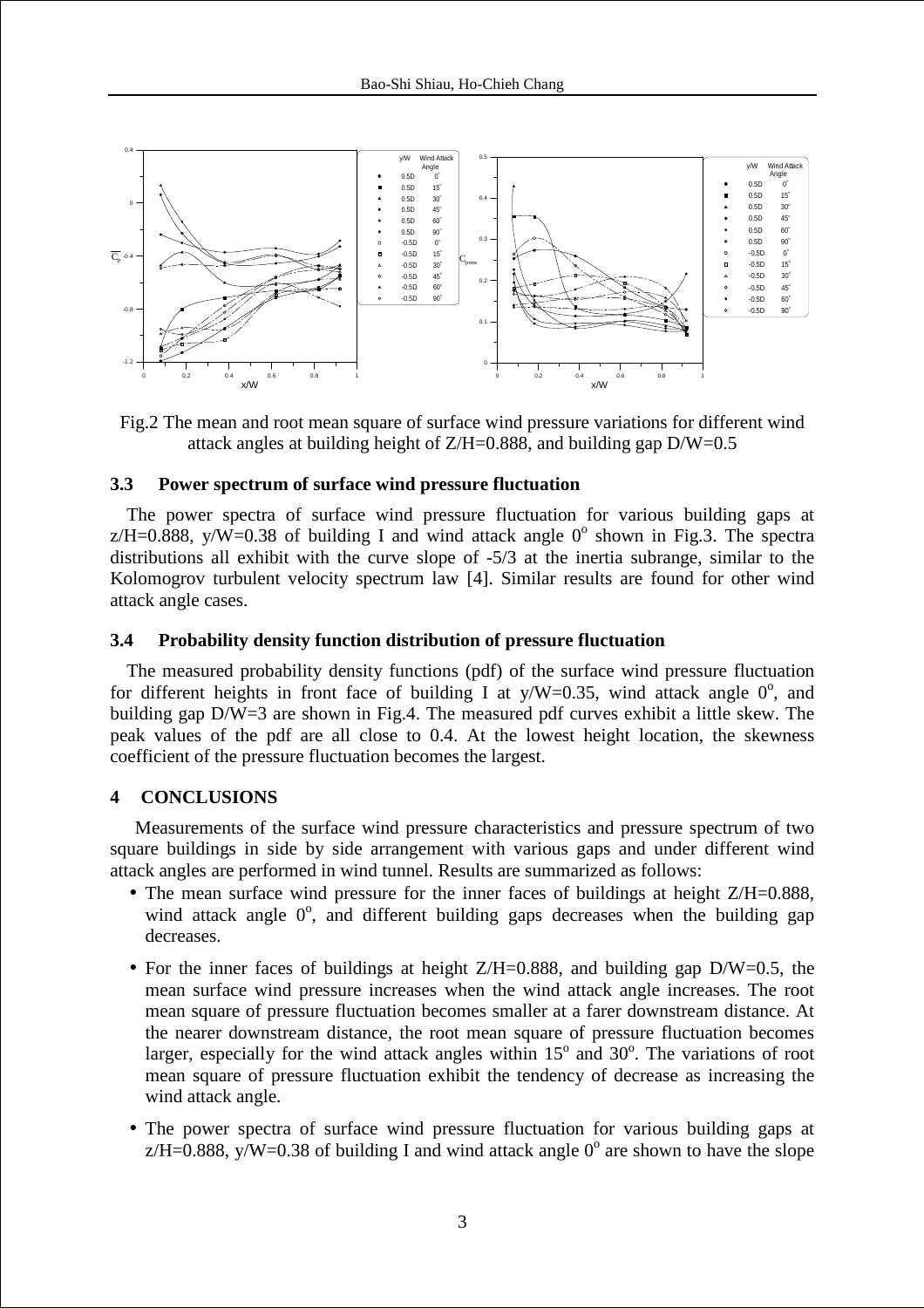Fig.2 The mean and root mean square of surface wind pressure variations for different wind attack angles at building height of Z/H=0.888, and building gap D/W=0.5

### 3.3 Power spectrum of surface wind pressure fluctuation

The power spectra of surface wind pressure fluctuation for various building gaps at z/H=0.888, y/W=0.38 of building I and wind attack angle $0^o$ shown in Fig.3. The spectra distributions all exhibit with the curve slope of -5/3 at the inertia subrange, similar to the Kolomogrov turbulent velocity spectrum law [4]. Similar results are found for other wind attack angle cases.

### 3.4 Probability density function distribution of pressure fluctuation

The measured probability density functions (pdf) of the surface wind pressure fluctuation for different heights in front face of building I at y/W=0.35, wind attack angle $0^o$, and building gap D/W=3 are shown in Fig.4. The measured pdf curves exhibit a little skew. The peak values of the pdf are all close to 0.4. At the lowest height location, the skewness coefficient of the pressure fluctuation becomes the largest.

## 4 CONCLUSIONS

Measurements of the surface wind pressure characteristics and pressure spectrum of two square buildings in side by side arrangement with various gaps and under different wind attack angles are performed in wind tunnel. Results are summarized as follows:

- The mean surface wind pressure for the inner faces of buildings at height Z/H=0.888, wind attack angle $0^o$, and different building gaps decreases when the building gap decreases.
- For the inner faces of buildings at height Z/H=0.888, and building gap D/W=0.5, the mean surface wind pressure increases when the wind attack angle increases. The root mean square of pressure fluctuation becomes smaller at a farer downstream distance. At the nearer downstream distance, the root mean square of pressure fluctuation becomes larger, especially for the wind attack angles within $15^o$ and $30^o$. The variations of root mean square of pressure fluctuation exhibit the tendency of decrease as increasing the wind attack angle.
- The power spectra of surface wind pressure fluctuation for various building gaps at z/H=0.888, y/W=0.38 of building I and wind attack angle $0^o$ are shown to have the slope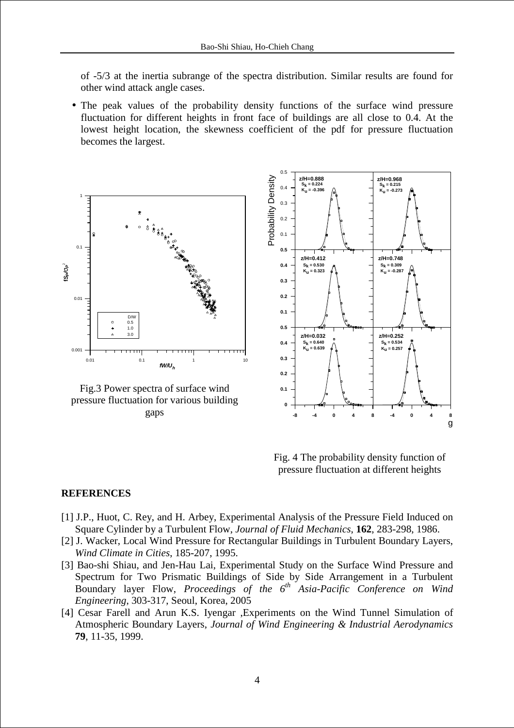of -5/3 at the inertia subrange of the spectra distribution. Similar results are found for other wind attack angle cases.

- The peak values of the probability density functions of the surface wind pressure fluctuation for different heights in front face of buildings are all close to 0.4. At the lowest height location, the skewness coefficient of the pdf for pressure fluctuation becomes the largest.

1
0.1
0.01
0.001
$fS_P/\sigma_P^2$
D/W
0.5
1.0
3.0
0.01
0.1
1
10
$fW/U_h$

Fig.3 Power spectra of surface wind pressure fluctuation for various building gaps

Probability Density
0.5
0.4
0.3
0.2
0.1
0
z/H=0.888
$S_k$ = 0.224
$K_u$ = -0.396
z/H=0.968
$S_k$ = 0.215
$K_u$ = -0.273
z/H=0.412
$S_k$ = 0.530
$K_u$ = 0.323
z/H=0.748
$S_k$ = 0.309
$K_u$ = -0.287
z/H=0.032
$S_k$ = 0.640
$K_u$ = 0.639
z/H=0.252
$S_k$ = 0.534
$K_u$ = 0.257
-8
-4
0
4
8
-4
0
4
8
g

Fig. 4 The probability density function of pressure fluctuation at different heights

## REFERENCES

[1] J.P., Huot, C. Rey, and H. Arbey, Experimental Analysis of the Pressure Field Induced on Square Cylinder by a Turbulent Flow, *Journal of Fluid Mechanics*, **162**, 283-298, 1986.

[2] J. Wacker, Local Wind Pressure for Rectangular Buildings in Turbulent Boundary Layers, *Wind Climate in Cities*, 185-207, 1995.

[3] Bao-shi Shiau, and Jen-Hau Lai, Experimental Study on the Surface Wind Pressure and Spectrum for Two Prismatic Buildings of Side by Side Arrangement in a Turbulent Boundary layer Flow, *Proceedings of the 6th Asia-Pacific Conference on Wind Engineering*, 303-317, Seoul, Korea, 2005

[4] Cesar Farell and Arun K.S. Iyengar ,Experiments on the Wind Tunnel Simulation of Atmospheric Boundary Layers, *Journal of Wind Engineering & Industrial Aerodynamics* **79**, 11-35, 1999.